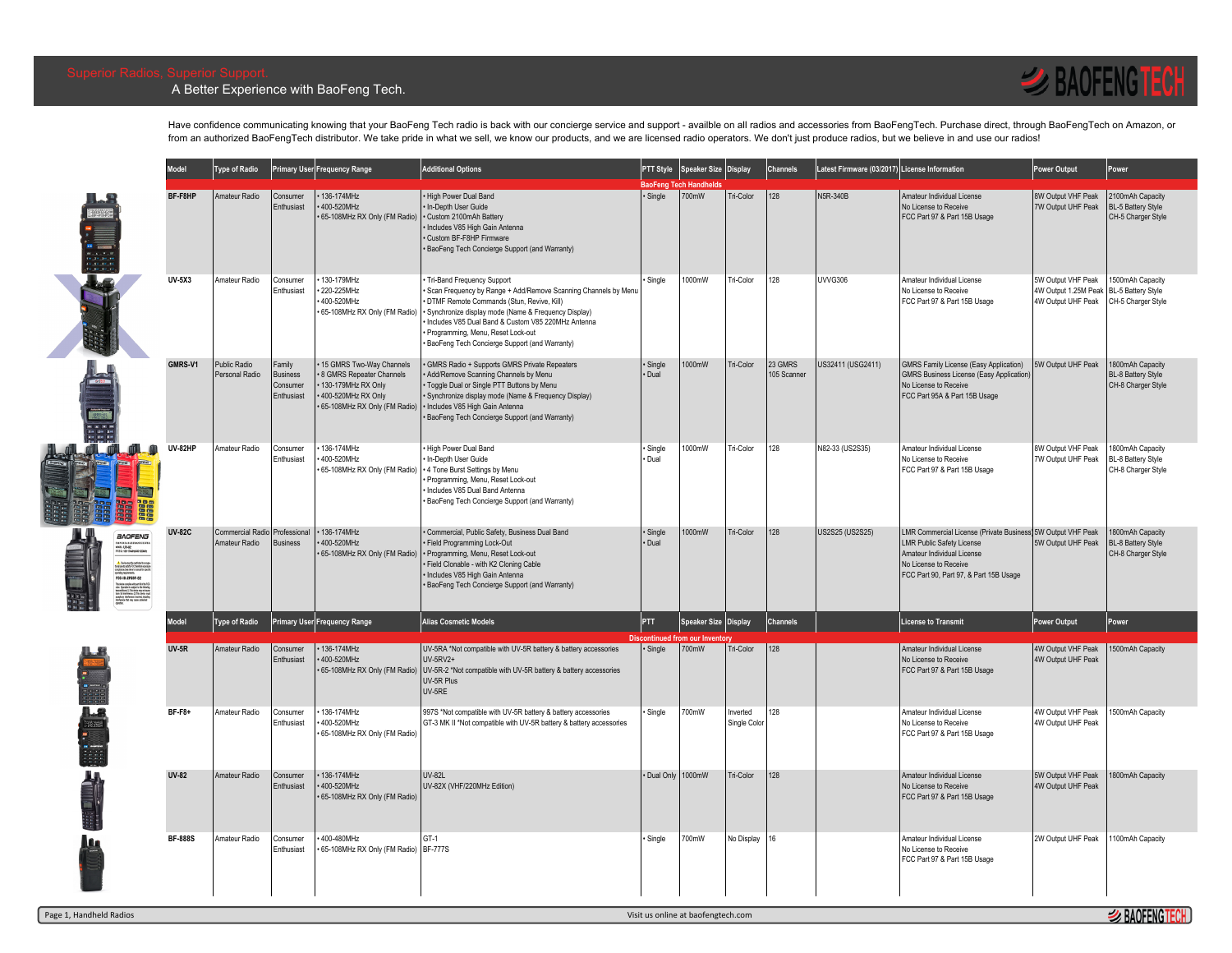Superior Radios, Superior Support.

A Better Experience with BaoFeng Tech.

Have confidence communicating knowing that your BaoFeng Tech radio is back with our concierge service and support - availble on all radios and accessories from BaoFengTech. Purchase direct, through BaoFengTech on Amazon, or from an authorized BaoFengTech distributor. We take pride in what we sell, we know our products, and we are licensed radio operators. We don't just produce radios, but we believe in and use our radios!

| Model | Type of Radio | Primary User | Frequency Range | Additional Options | PTT Style | Speaker Size | Display | Channels | Latest Firmware (03/2017) | License Information | Power Output | Power |
|---|---|---|---|---|---|---|---|---|---|---|---|---|
| **BaoFeng Tech Handhelds** | | | | | | | | | | | | |
| BF-F8HP | Amateur Radio | Consumer Enthusiast | • 136-174MHz<br>• 400-520MHz<br>• 65-108MHz RX Only (FM Radio) | • High Power Dual Band<br>• In-Depth User Guide<br>• Custom 2100mAh Battery<br>• Includes V85 High Gain Antenna<br>• Custom BF-F8HP Firmware<br>• BaoFeng Tech Concierge Support (and Warranty) | • Single | 700mW | Tri-Color | 128 | N5R-340B | Amateur Individual License<br>No License to Receive<br>FCC Part 97 & Part 15B Usage | 8W Output VHF Peak<br>7W Output UHF Peak | 2100mAh Capacity<br>BL-5 Battery Style<br>CH-5 Charger Style |
| UV-5X3 | Amateur Radio | Consumer Enthusiast | • 130-179MHz<br>• 220-225MHz<br>• 400-520MHz<br>• 65-108MHz RX Only (FM Radio) | • Tri-Band Frequency Support<br>• Scan Frequency by Range + Add/Remove Scanning Channels by Menu<br>• DTMF Remote Commands (Stun, Revive, Kill)<br>• Synchronize display mode (Name & Frequency Display)<br>• Includes V85 Dual Band & Custom V85 220MHz Antenna<br>• Programming, Menu, Reset Lock-out<br>• BaoFeng Tech Concierge Support (and Warranty) | • Single | 1000mW | Tri-Color | 128 | UVVG306 | Amateur Individual License<br>No License to Receive<br>FCC Part 97 & Part 15B Usage | 5W Output VHF Peak<br>4W Output 1.25M Peak<br>4W Output UHF Peak | 1500mAh Capacity<br>BL-5 Battery Style<br>CH-5 Charger Style |
| GMRS-V1 | Public Radio<br>Personal Radio | Family<br>Business<br>Consumer<br>Enthusiast | • 15 GMRS Two-Way Channels<br>• 8 GMRS Repeater Channels<br>• 130-179MHz RX Only<br>• 400-520MHz RX Only<br>• 65-108MHz RX Only (FM Radio) | • GMRS Radio + Supports GMRS Private Repeaters<br>• Add/Remove Scanning Channels by Menu<br>• Toggle Dual or Single PTT Buttons by Menu<br>• Synchronize display mode (Name & Frequency Display)<br>• Includes V85 High Gain Antenna<br>• BaoFeng Tech Concierge Support (and Warranty) | • Single<br>• Dual | 1000mW | Tri-Color | 23 GMRS<br>105 Scanner | US32411 (USG2411) | GMRS Family License (Easy Application)<br>GMRS Business License (Easy Application)<br>No License to Receive<br>FCC Part 95A & Part 15B Usage | 5W Output UHF Peak | 1800mAh Capacity<br>BL-8 Battery Style<br>CH-8 Charger Style |
| UV-82HP | Amateur Radio | Consumer Enthusiast | • 136-174MHz<br>• 400-520MHz<br>• 65-108MHz RX Only (FM Radio) | • High Power Dual Band<br>• In-Depth User Guide<br>• 4 Tone Burst Settings by Menu<br>• Programming, Menu, Reset Lock-out<br>• Includes V85 Dual Band Antenna<br>• BaoFeng Tech Concierge Support (and Warranty) | • Single<br>• Dual | 1000mW | Tri-Color | 128 | N82-33 (US2S35) | Amateur Individual License<br>No License to Receive<br>FCC Part 97 & Part 15B Usage | 8W Output VHF Peak<br>7W Output UHF Peak | 1800mAh Capacity<br>BL-8 Battery Style<br>CH-8 Charger Style |
| UV-82C | Commercial Radio<br>Amateur Radio | Professional<br>Business | • 136-174MHz<br>• 400-520MHz<br>• 65-108MHz RX Only (FM Radio) | • Commercial, Public Safety, Business Dual Band<br>• Field Programming Lock-Out<br>• Programming, Menu, Reset Lock-out<br>• Field Clonable - with K2 Cloning Cable<br>• Includes V85 High Gain Antenna<br>• BaoFeng Tech Concierge Support (and Warranty) | • Single<br>• Dual | 1000mW | Tri-Color | 128 | US2S25 (US2S25) | LMR Commercial License (Private Business)<br>LMR Public Safety License<br>Amateur Individual License<br>No License to Receive<br>FCC Part 90, Part 97, & Part 15B Usage | 5W Output VHF Peak<br>5W Output UHF Peak | 1800mAh Capacity<br>BL-8 Battery Style<br>CH-8 Charger Style |
| **Model** | **Type of Radio** | **Primary User** | **Frequency Range** | **Alias Cosmetic Models** | **PTT** | **Speaker Size** | **Display** | **Channels** | | **License to Transmit** | **Power Output** | **Power** |
| **Discontinued from our Inventory** | | | | | | | | | | | | |
| UV-5R | Amateur Radio | Consumer Enthusiast | • 136-174MHz<br>• 400-520MHz<br>• 65-108MHz RX Only (FM Radio) | UV-5RA *Not compatible with UV-5R battery & battery accessories<br>UV-5RV2+<br>UV-5R-2 *Not compatible with UV-5R battery & battery accessories<br>UV-5R Plus<br>UV-5RE | • Single | 700mW | Tri-Color | 128 | | Amateur Individual License<br>No License to Receive<br>FCC Part 97 & Part 15B Usage | 4W Output VHF Peak<br>4W Output UHF Peak | 1500mAh Capacity |
| BF-F8+ | Amateur Radio | Consumer Enthusiast | • 136-174MHz<br>• 400-520MHz<br>• 65-108MHz RX Only (FM Radio) | 997S *Not compatible with UV-5R battery & battery accessories<br>GT-3 MK II *Not compatible with UV-5R battery & battery accessories | • Single | 700mW | Inverted Single Color | 128 | | Amateur Individual License<br>No License to Receive<br>FCC Part 97 & Part 15B Usage | 4W Output VHF Peak<br>4W Output UHF Peak | 1500mAh Capacity |
| UV-82 | Amateur Radio | Consumer Enthusiast | • 136-174MHz<br>• 400-520MHz<br>• 65-108MHz RX Only (FM Radio) | UV-82L<br>UV-82X (VHF/220MHz Edition) | • Dual Only | 1000mW | Tri-Color | 128 | | Amateur Individual License<br>No License to Receive<br>FCC Part 97 & Part 15B Usage | 5W Output VHF Peak<br>4W Output UHF Peak | 1800mAh Capacity |
| BF-888S | Amateur Radio | Consumer Enthusiast | • 400-480MHz<br>• 65-108MHz RX Only (FM Radio) | GT-1<br>BF-777S | • Single | 700mW | No Display | 16 | | Amateur Individual License<br>No License to Receive<br>FCC Part 97 & Part 15B Usage | 2W Output UHF Peak | 1100mAh Capacity |

Page 1, Handheld Radios — Visit us online at baofengtech.com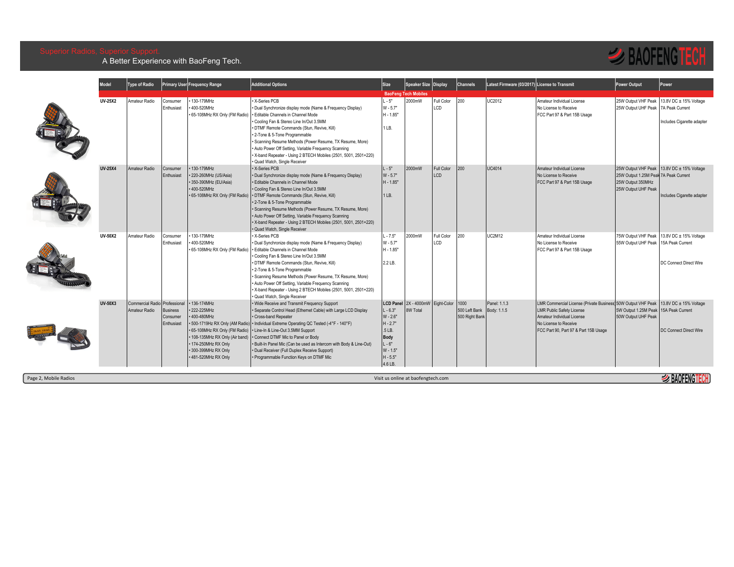Superior Radios, Superior Support.

A Better Experience with BaoFeng Tech.

BAOFENGTECH

| Model | Type of Radio | Primary User | Frequency Range | Additional Options | Size | Speaker Size | Display | Channels | Latest Firmware (03/2017) | License to Transmit | Power Output | Power |
|---|---|---|---|---|---|---|---|---|---|---|---|---|
| **BaoFeng Tech Mobiles** | | | | | | | | | | | | |
| **UV-25X2** | Amateur Radio | Consumer Enthusiast | • 130-179MHz<br>• 400-520MHz<br>• 65-108MHz RX Only (FM Radio) | • X-Series PCB<br>• Dual Synchronize display mode (Name & Frequency Display)<br>• Editable Channels in Channel Mode<br>• Cooling Fan & Stereo Line In/Out 3.5MM<br>• DTMF Remote Commands (Stun, Revive, Kill)<br>• 2-Tone & 5-Tone Programmable<br>• Scanning Resume Methods (Power Resume, TX Resume, More)<br>• Auto Power Off Setting, Variable Frequency Scanning<br>• X-band Repeater - Using 2 BTECH Mobiles (2501, 5001, 2501+220)<br>• Quad Watch, Single Receiver | L - 5"<br>W - 5.7"<br>H - 1.85"<br><br>1 LB. | 2000mW | Full Color LCD | 200 | UC2012 | Amateur Individual License<br>No License to Receive<br>FCC Part 97 & Part 15B Usage | 25W Output VHF Peak<br>25W Output UHF Peak | 13.8V DC ± 15% Voltage<br>7A Peak Current<br><br>Includes Cigarette adapter |
| **UV-25X4** | Amateur Radio | Consumer Enthusiast | • 130-179MHz<br>• 220-260MHz (US/Asia)<br>• 350-390MHz (EU/Asia)<br>• 400-520MHz<br>• 65-108MHz RX Only (FM Radio) | • X-Series PCB<br>• Dual Synchronize display mode (Name & Frequency Display)<br>• Editable Channels in Channel Mode<br>• Cooling Fan & Stereo Line In/Out 3.5MM<br>• DTMF Remote Commands (Stun, Revive, Kill)<br>• 2-Tone & 5-Tone Programmable<br>• Scanning Resume Methods (Power Resume, TX Resume, More)<br>• Auto Power Off Setting, Variable Frequency Scanning<br>• X-band Repeater - Using 2 BTECH Mobiles (2501, 5001, 2501+220)<br>• Quad Watch, Single Receiver | L - 5"<br>W - 5.7"<br>H - 1.85"<br><br>1 LB. | 2000mW | Full Color LCD | 200 | UC4014 | Amateur Individual License<br>No License to Receive<br>FCC Part 97 & Part 15B Usage | 25W Output VHF Peak<br>25W Output 1.25M Peak<br>25W Output 350MHz<br>25W Output UHF Peak | 13.8V DC ± 15% Voltage<br>7A Peak Current<br><br>Includes Cigarette adapter |
| **UV-50X2** | Amateur Radio | Consumer Enthusiast | • 130-179MHz<br>• 400-520MHz<br>• 65-108MHz RX Only (FM Radio) | • X-Series PCB<br>• Dual Synchronize display mode (Name & Frequency Display)<br>• Editable Channels in Channel Mode<br>• Cooling Fan & Stereo Line In/Out 3.5MM<br>• DTMF Remote Commands (Stun, Revive, Kill)<br>• 2-Tone & 5-Tone Programmable<br>• Scanning Resume Methods (Power Resume, TX Resume, More)<br>• Auto Power Off Setting, Variable Frequency Scanning<br>• X-band Repeater - Using 2 BTECH Mobiles (2501, 5001, 2501+220)<br>• Quad Watch, Single Receiver | L - 7.5"<br>W - 5.7"<br>H - 1.85"<br><br>2.2 LB. | 2000mW | Full Color LCD | 200 | UC2M12 | Amateur Individual License<br>No License to Receive<br>FCC Part 97 & Part 15B Usage | 75W Output VHF Peak<br>55W Output UHF Peak | 13.8V DC ± 15% Voltage<br>15A Peak Current<br><br>DC Connect Direct Wire |
| **UV-50X3** | Commercial Radio<br>Amateur Radio | Professional Business<br>Consumer Enthusiast | • 136-174MHz<br>• 222-225MHz<br>• 400-480MHz<br>• 500-1719Hz RX Only (AM Radio)<br>• 65-108MHz RX Only (FM Radio)<br>• 108-135MHz RX Only (Air band)<br>• 174-250MHz RX Only<br>• 300-399MHz RX Only<br>• 481-520MHz RX Only | • Wide Receive and Transmit Frequency Support<br>• Separate Control Head (Ethernet Cable) with Large LCD Display<br>• Cross-band Repeater<br>• Individual Extreme Operating QC Tested (-4°F - 140°F)<br>• Line-In & Line-Out 3.5MM Support<br>• Connect DTMF Mic to Panel or Body<br>• Built-In Panel Mic (Can be used as Intercom with Body & Line-Out)<br>• Dual Receiver (Full Duplex Receive Support)<br>• Programmable Function Keys on DTMF Mic | **LCD Panel**<br>L - 6.3"<br>W - 2.6"<br>H - 2.7"<br>.5 LB.<br>**Body**<br>L - 6"<br>W - 1.5"<br>H - 5.5"<br>4.6 LB. | 2X - 4000mW<br>8W Total | Eight-Color | 1000<br>500 Left Bank<br>500 Right Bank | Panel: 1.1.3<br>Body: 1.1.5 | LMR Commercial License (Private Business)<br>LMR Public Safety License<br>Amateur Individual License<br>No License to Receive<br>FCC Part 90, Part 97 & Part 15B Usage | 50W Output VHF Peak<br>5W Output 1.25M Peak<br>50W Output UHF Peak | 13.8V DC ± 15% Voltage<br>15A Peak Current<br><br>DC Connect Direct Wire |

Page 2, Mobile Radios

Visit us online at baofengtech.com